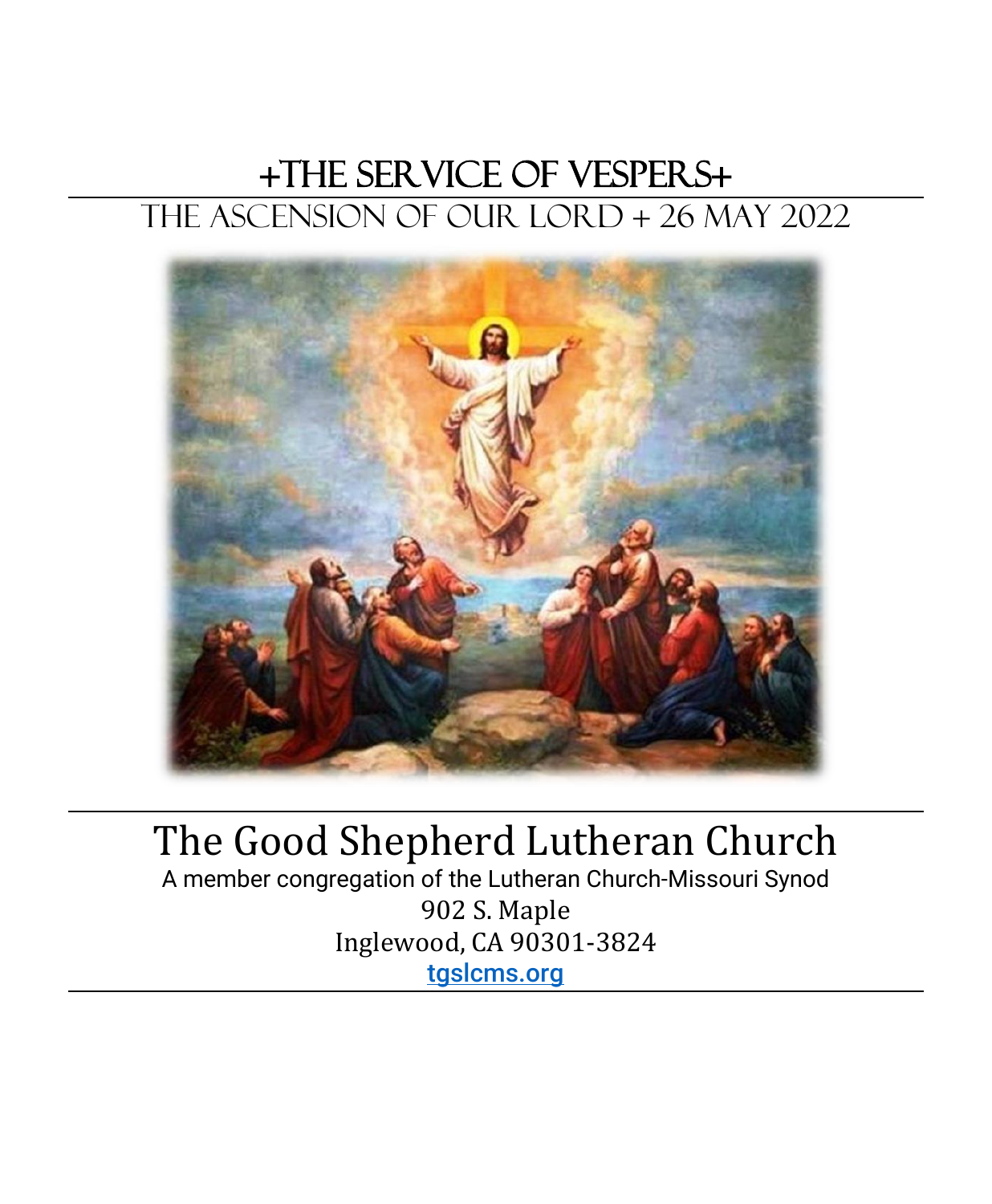# +The Service of Vespers+

## The Ascension of Our Lord + 26 May 2022

# The Good Shepherd Lutheran Church

A member congregation of the Lutheran Church-Missouri Synod

902 S. Maple

Inglewood, CA 90301-3824

tgslcms.org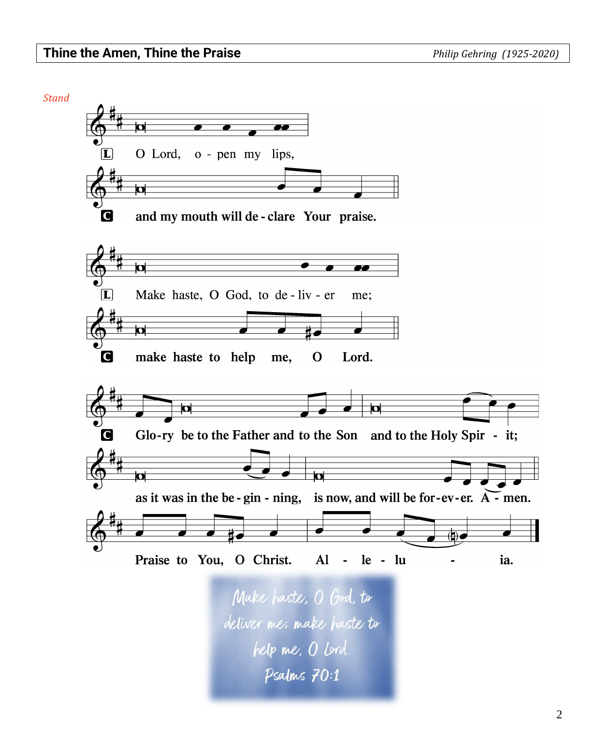## Thine the Amen, Thine the Praise

*Philip Gehring (1925-2020)*

*Stand*

L O Lord, o - pen my lips,

**C and my mouth will de - clare Your praise.**

L Make haste, O God, to de - liv - er me;

**C make haste to help me, O Lord.**

**C Glo-ry be to the Father and to the Son and to the Holy Spir - it;**

**as it was in the be - gin - ning, is now, and will be for-ev-er. A - men.**

**Praise to You, O Christ. Al - le - lu - ia.**

Make haste, O God, to deliver me; make haste to help me, O Lord.
Psalms 70:1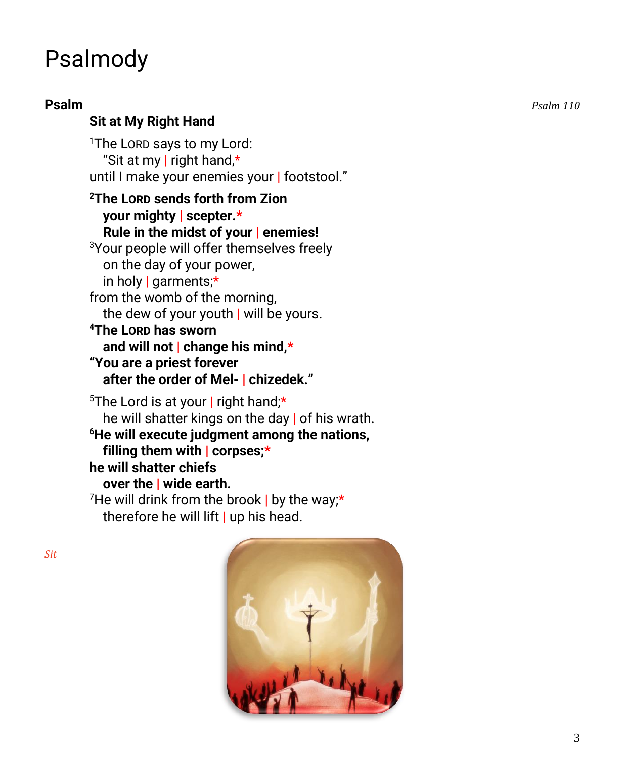# Psalmody

**Psalm** *Psalm 110*

**Sit at My Right Hand**

[1]The LORD says to my Lord:
  "Sit at my | right hand,*
until I make your enemies your | footstool."

**[2]The LORD sends forth from Zion**
  **your mighty | scepter.***
  **Rule in the midst of your | enemies!**
[3]Your people will offer themselves freely
  on the day of your power,
  in holy | garments;*
from the womb of the morning,
  the dew of your youth | will be yours.
**[4]The LORD has sworn**
  **and will not | change his mind,***
**"You are a priest forever**
  **after the order of Mel- | chizedek."**

[5]The Lord is at your | right hand;*
  he will shatter kings on the day | of his wrath.
**[6]He will execute judgment among the nations,**
  **filling them with | corpses;***
**he will shatter chiefs**
  **over the | wide earth.**
[7]He will drink from the brook | by the way;*
  therefore he will lift | up his head.

*Sit*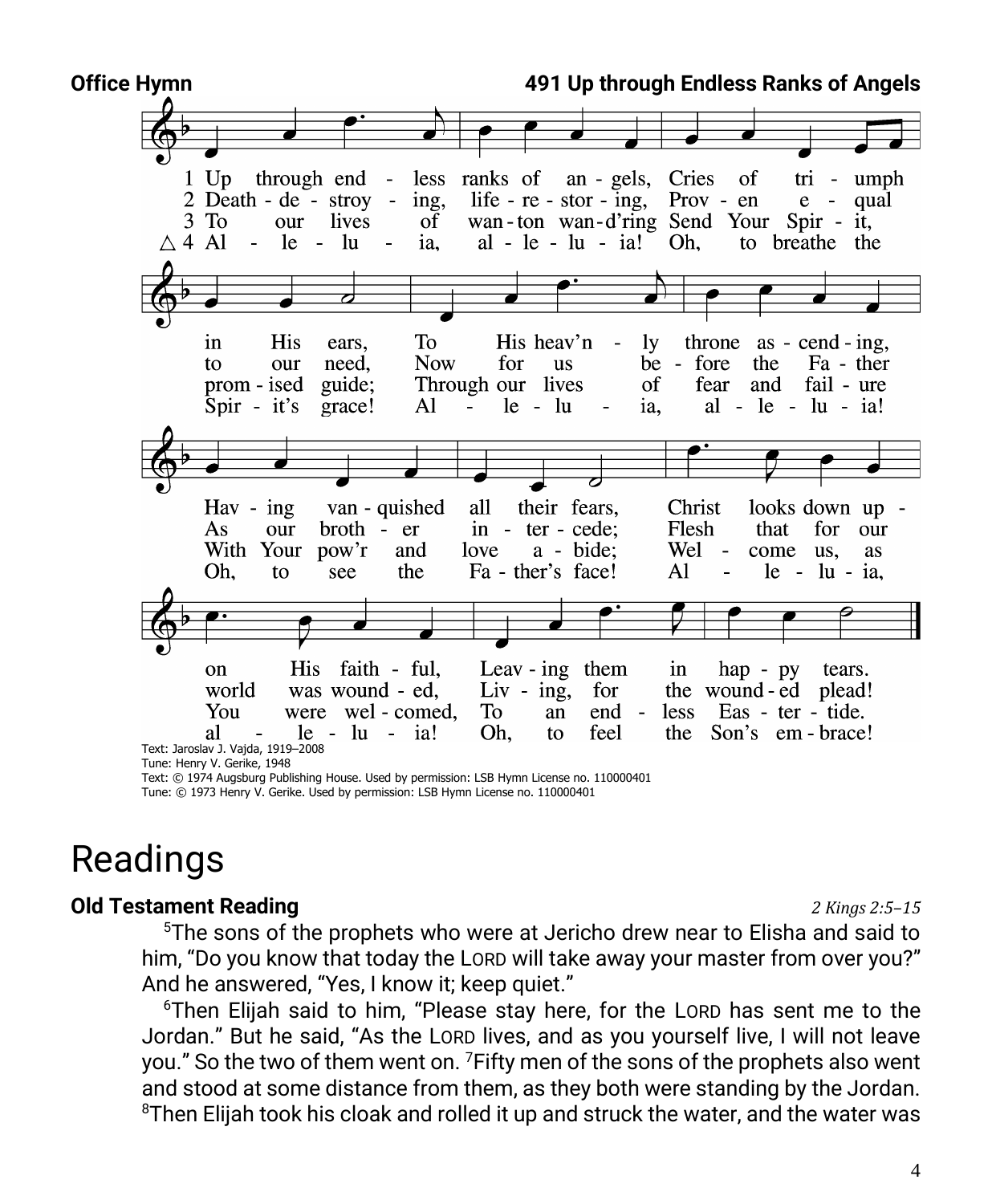**Office Hymn** **491 Up through Endless Ranks of Angels**

1 Up through endless ranks of angels,
Cries of triumph in His ears,
To His heav'nly throne ascending,
Having vanquished all their fears,
Christ looks down upon His faithful,
Leaving them in happy tears.

2 Death-destroying, life-restoring,
Proven equal to our need,
Now for us before the Father
As our brother intercede;
Flesh that for our world was wounded,
Living, for the wounded plead!

3 To our lives of wanton wand'ring
Send Your Spirit, promised guide;
Through our lives of fear and failure
With Your pow'r and love abide;
Welcome us, as You were welcomed,
To an endless Eastertide.

△ 4 Alleluia, alleluia!
Oh, to breathe the Spirit's grace!
Alleluia, alleluia,
Oh, to see the Father's face!
Alleluia, alleluia!
Oh, to feel the Son's embrace!

Text: Jaroslav J. Vajda, 1919–2008
Tune: Henry V. Gerike, 1948
Text: © 1974 Augsburg Publishing House. Used by permission: LSB Hymn License no. 110000401
Tune: © 1973 Henry V. Gerike. Used by permission: LSB Hymn License no. 110000401

# Readings

**Old Testament Reading** *2 Kings 2:5–15*

[5]The sons of the prophets who were at Jericho drew near to Elisha and said to him, "Do you know that today the LORD will take away your master from over you?" And he answered, "Yes, I know it; keep quiet."

[6]Then Elijah said to him, "Please stay here, for the LORD has sent me to the Jordan." But he said, "As the LORD lives, and as you yourself live, I will not leave you." So the two of them went on. [7]Fifty men of the sons of the prophets also went and stood at some distance from them, as they both were standing by the Jordan. [8]Then Elijah took his cloak and rolled it up and struck the water, and the water was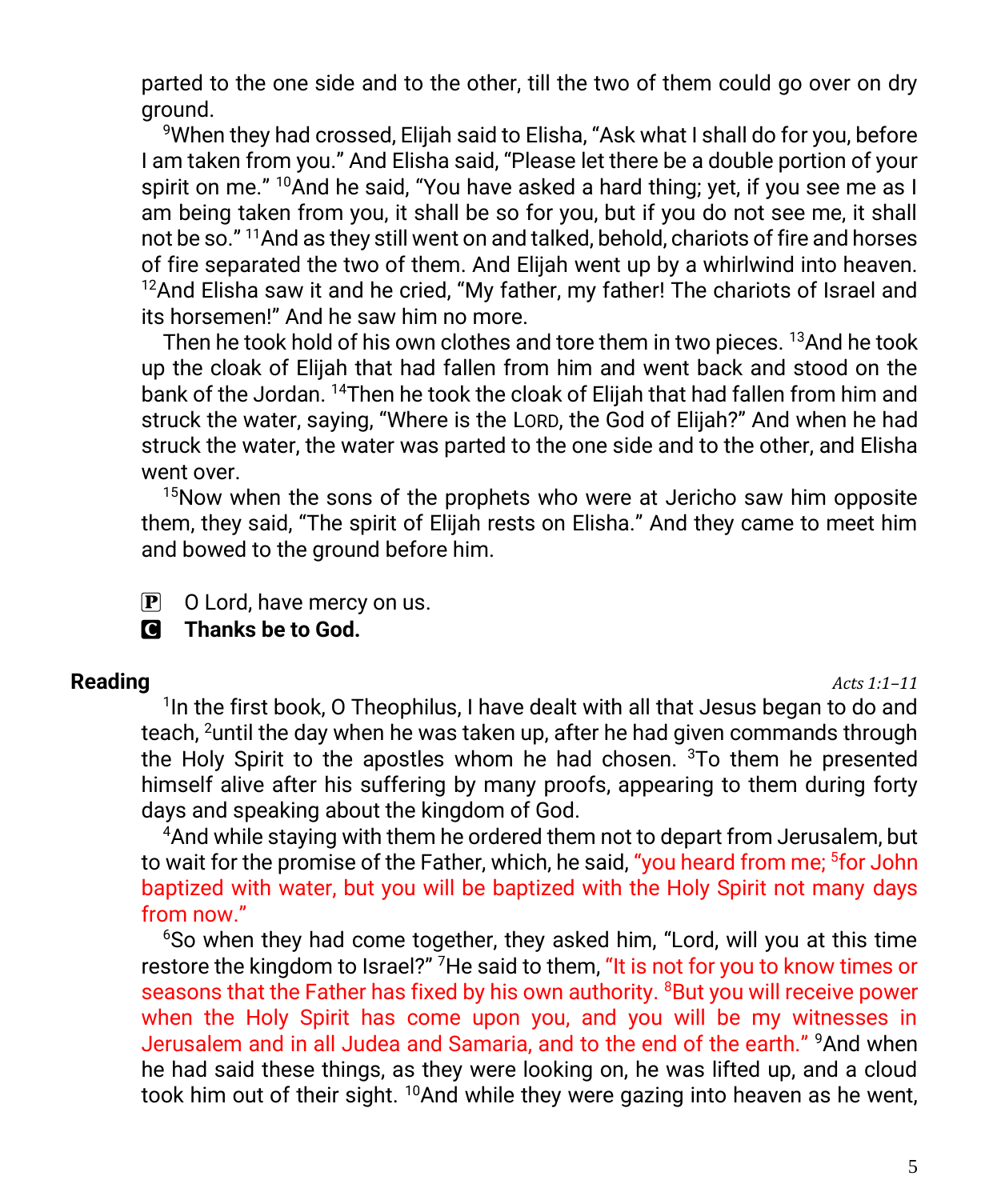parted to the one side and to the other, till the two of them could go over on dry ground.

[9]When they had crossed, Elijah said to Elisha, "Ask what I shall do for you, before I am taken from you." And Elisha said, "Please let there be a double portion of your spirit on me." [10]And he said, "You have asked a hard thing; yet, if you see me as I am being taken from you, it shall be so for you, but if you do not see me, it shall not be so." [11]And as they still went on and talked, behold, chariots of fire and horses of fire separated the two of them. And Elijah went up by a whirlwind into heaven. [12]And Elisha saw it and he cried, "My father, my father! The chariots of Israel and its horsemen!" And he saw him no more.

Then he took hold of his own clothes and tore them in two pieces. [13]And he took up the cloak of Elijah that had fallen from him and went back and stood on the bank of the Jordan. [14]Then he took the cloak of Elijah that had fallen from him and struck the water, saying, "Where is the LORD, the God of Elijah?" And when he had struck the water, the water was parted to the one side and to the other, and Elisha went over.

[15]Now when the sons of the prophets who were at Jericho saw him opposite them, they said, "The spirit of Elijah rests on Elisha." And they came to meet him and bowed to the ground before him.

P O Lord, have mercy on us.
C **Thanks be to God.**

**Reading** *Acts 1:1–11*

[1]In the first book, O Theophilus, I have dealt with all that Jesus began to do and teach, [2]until the day when he was taken up, after he had given commands through the Holy Spirit to the apostles whom he had chosen. [3]To them he presented himself alive after his suffering by many proofs, appearing to them during forty days and speaking about the kingdom of God.

[4]And while staying with them he ordered them not to depart from Jerusalem, but to wait for the promise of the Father, which, he said, "you heard from me; [5]for John baptized with water, but you will be baptized with the Holy Spirit not many days from now."

[6]So when they had come together, they asked him, "Lord, will you at this time restore the kingdom to Israel?" [7]He said to them, "It is not for you to know times or seasons that the Father has fixed by his own authority. [8]But you will receive power when the Holy Spirit has come upon you, and you will be my witnesses in Jerusalem and in all Judea and Samaria, and to the end of the earth." [9]And when he had said these things, as they were looking on, he was lifted up, and a cloud took him out of their sight. [10]And while they were gazing into heaven as he went,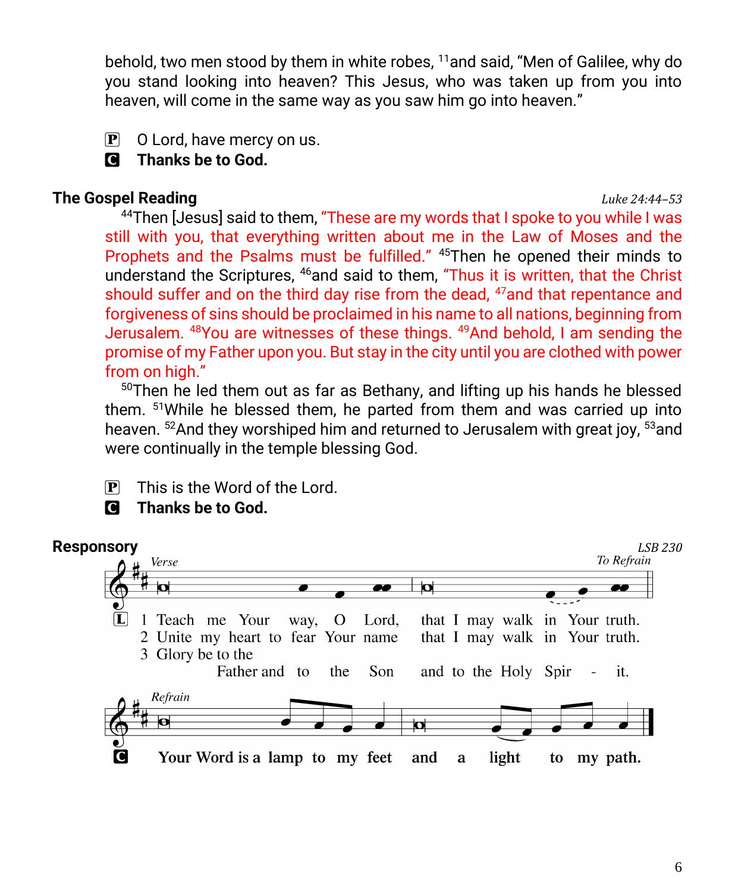behold, two men stood by them in white robes, [11]and said, "Men of Galilee, why do you stand looking into heaven? This Jesus, who was taken up from you into heaven, will come in the same way as you saw him go into heaven."

P O Lord, have mercy on us.
C **Thanks be to God.**

## The Gospel Reading

*Luke 24:44–53*

[44]Then [Jesus] said to them, "These are my words that I spoke to you while I was still with you, that everything written about me in the Law of Moses and the Prophets and the Psalms must be fulfilled." [45]Then he opened their minds to understand the Scriptures, [46]and said to them, "Thus it is written, that the Christ should suffer and on the third day rise from the dead, [47]and that repentance and forgiveness of sins should be proclaimed in his name to all nations, beginning from Jerusalem. [48]You are witnesses of these things. [49]And behold, I am sending the promise of my Father upon you. But stay in the city until you are clothed with power from on high."

[50]Then he led them out as far as Bethany, and lifting up his hands he blessed them. [51]While he blessed them, he parted from them and was carried up into heaven. [52]And they worshiped him and returned to Jerusalem with great joy, [53]and were continually in the temple blessing God.

P This is the Word of the Lord.
C **Thanks be to God.**

## Responsory

*LSB 230*

*Verse* — *To Refrain*

L
1 Teach me Your way, O Lord, that I may walk in Your truth.
2 Unite my heart to fear Your name that I may walk in Your truth.
3 Glory be to the Father and to the Son and to the Holy Spirit.

*Refrain*

C **Your Word is a lamp to my feet and a light to my path.**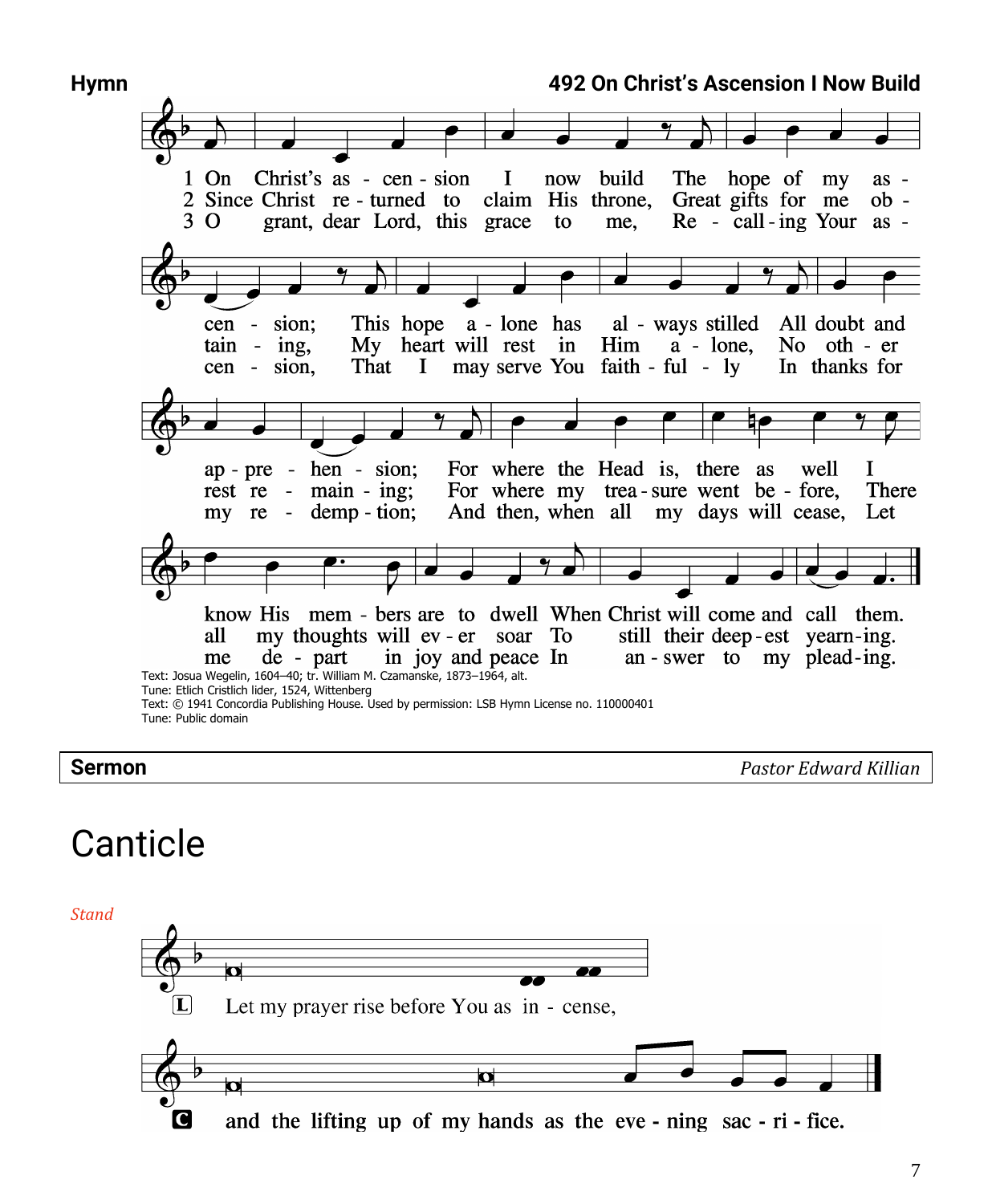**Hymn** **492 On Christ's Ascension I Now Build**

1 On Christ's ascension I now build
The hope of my ascension;
This hope alone has always stilled
All doubt and apprehension;
For where the Head is, there as well
I know His members are to dwell
When Christ will come and call them.

2 Since Christ returned to claim His throne,
Great gifts for me obtaining,
My heart will rest in Him alone,
No other rest remaining;
For where my treasure went before,
There all my thoughts will ever soar
To still their deepest yearning.

3 O grant, dear Lord, this grace to me,
Recalling Your ascension,
That I may serve You faithfully
In thanks for my redemption;
And then, when all my days will cease,
Let me depart in joy and peace
In answer to my pleading.

Text: Josua Wegelin, 1604–40; tr. William M. Czamanske, 1873–1964, alt.
Tune: Etlich Cristlich lider, 1524, Wittenberg
Text: © 1941 Concordia Publishing House. Used by permission: LSB Hymn License no. 110000401
Tune: Public domain

**Sermon** *Pastor Edward Killian*

# Canticle

*Stand*

L Let my prayer rise before You as incense,

**C and the lifting up of my hands as the evening sacrifice.**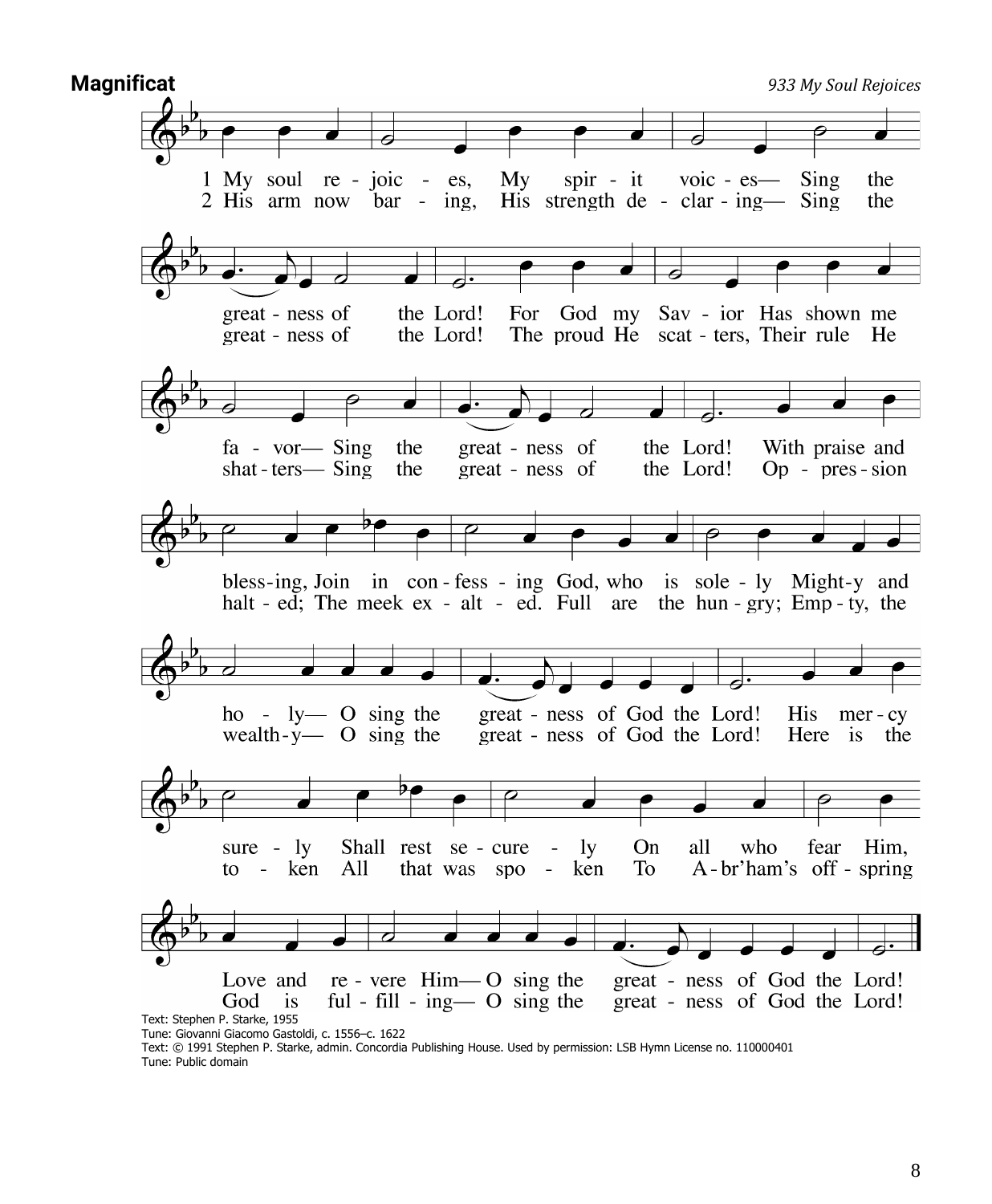## Magnificat

*933 My Soul Rejoices*

1 My soul rejoices, My spirit voices— Sing the greatness of the Lord! For God my Savior Has shown me favor— Sing the greatness of the Lord! With praise and blessing, Join in confessing God, who is solely Mighty and holy— O sing the greatness of God the Lord! His mercy surely Shall rest securely On all who fear Him, Love and revere Him— O sing the greatness of God the Lord!

2 His arm now baring, His strength declaring— Sing the greatness of the Lord! The proud He scatters, Their rule He shatters— Sing the greatness of the Lord! Oppression halted; The meek exalted. Full are the hungry; Empty, the wealthy— O sing the greatness of God the Lord! Here is the token All that was spoken To Abr'ham's offspring God is fulfilling— O sing the greatness of God the Lord!

Text: Stephen P. Starke, 1955
Tune: Giovanni Giacomo Gastoldi, c. 1556–c. 1622
Text: © 1991 Stephen P. Starke, admin. Concordia Publishing House. Used by permission: LSB Hymn License no. 110000401
Tune: Public domain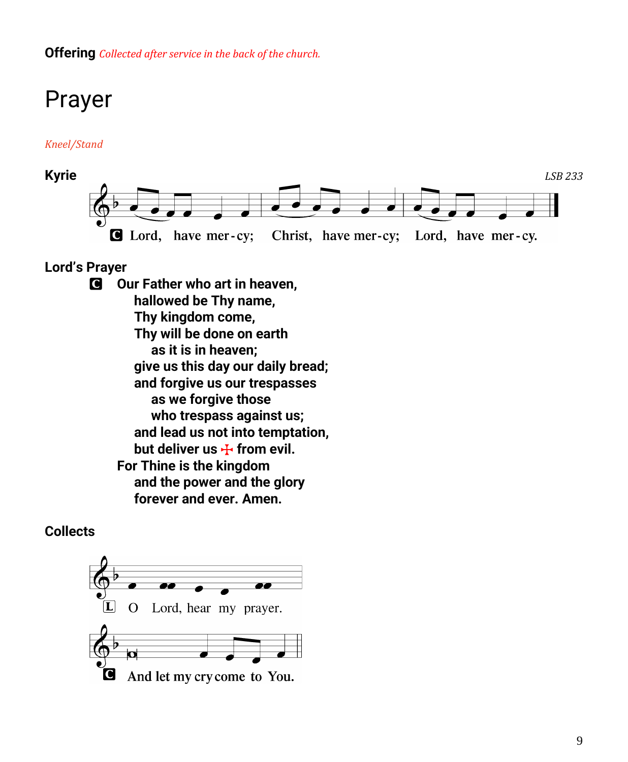**Offering** *Collected after service in the back of the church.*

# Prayer

*Kneel/Stand*

**Kyrie** *LSB 233*

C Lord, have mer-cy; Christ, have mer-cy; Lord, have mer-cy.

**Lord's Prayer**

**C Our Father who art in heaven,**
**hallowed be Thy name,**
**Thy kingdom come,**
**Thy will be done on earth**
**as it is in heaven;**
**give us this day our daily bread;**
**and forgive us our trespasses**
**as we forgive those**
**who trespass against us;**
**and lead us not into temptation,**
**but deliver us ✠ from evil.**
**For Thine is the kingdom**
**and the power and the glory**
**forever and ever. Amen.**

**Collects**

L O Lord, hear my prayer.

C And let my cry come to You.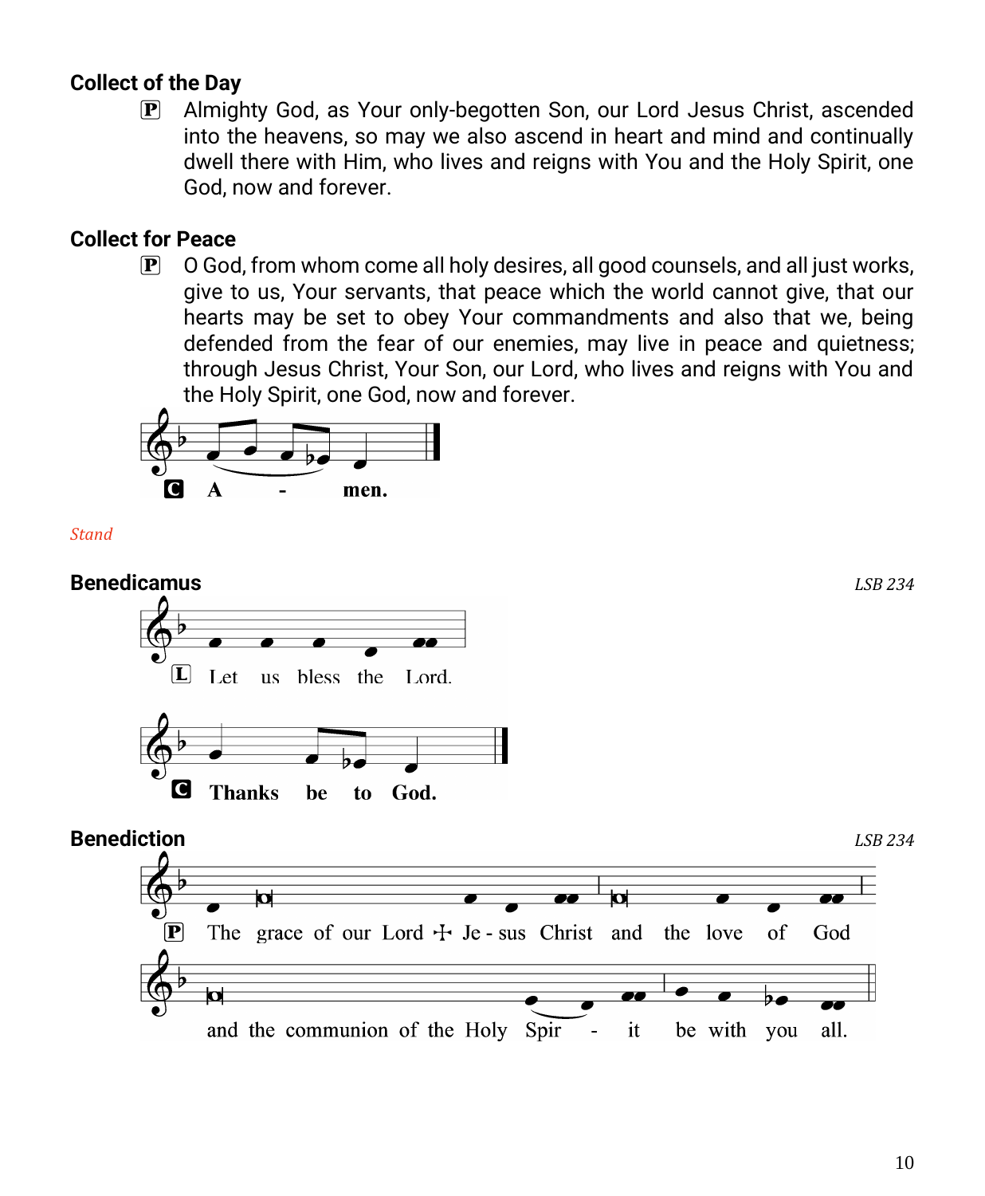## Collect of the Day

P Almighty God, as Your only-begotten Son, our Lord Jesus Christ, ascended into the heavens, so may we also ascend in heart and mind and continually dwell there with Him, who lives and reigns with You and the Holy Spirit, one God, now and forever.

## Collect for Peace

P O God, from whom come all holy desires, all good counsels, and all just works, give to us, Your servants, that peace which the world cannot give, that our hearts may be set to obey Your commandments and also that we, being defended from the fear of our enemies, may live in peace and quietness; through Jesus Christ, Your Son, our Lord, who lives and reigns with You and the Holy Spirit, one God, now and forever.

**C A - men.**

*Stand*

## Benedicamus

*LSB 234*

L Let us bless the Lord.

**C Thanks be to God.**

## Benediction

*LSB 234*

P The grace of our Lord ☩ Je - sus Christ and the love of God and the communion of the Holy Spir - it be with you all.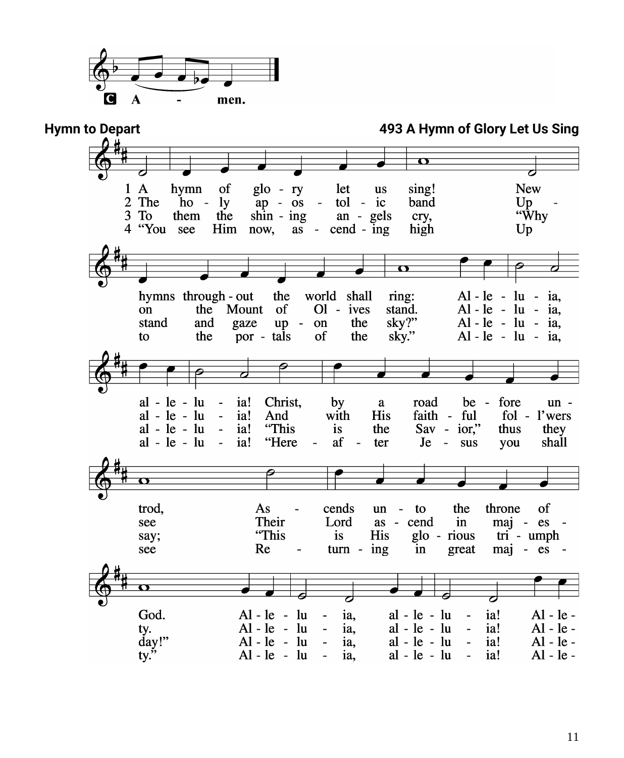C A - men.

**Hymn to Depart** **493 A Hymn of Glory Let Us Sing**

1 A hymn of glo - ry let us sing! New hymns through - out the world shall ring: Al - le - lu - ia, al - le - lu - ia! Christ, by a road be - fore un - trod, As - cends un - to the throne of God. Al - le - lu - ia, al - le - lu - ia! Al - le -

2 The ho - ly ap - os - tol - ic band Up - on the Mount of Ol - ives stand. Al - le - lu - ia, al - le - lu - ia! And with His faith - ful fol - l'wers see Their Lord as - cend in maj - es - ty. Al - le - lu - ia, al - le - lu - ia! Al - le -

3 To them the shin - ing an - gels cry, "Why stand and gaze up - on the sky?" Al - le - lu - ia, al - le - lu - ia! "This is the Sav - ior," thus they say; "This is His glo - rious tri - umph day!" Al - le - lu - ia, al - le - lu - ia! Al - le -

4 "You see Him now, as - cend - ing high Up to the por - tals of the sky." Al - le - lu - ia, al - le - lu - ia! "Here - af - ter Je - sus you shall see Re - turn - ing in great maj - es - ty." Al - le - lu - ia, al - le - lu - ia! Al - le -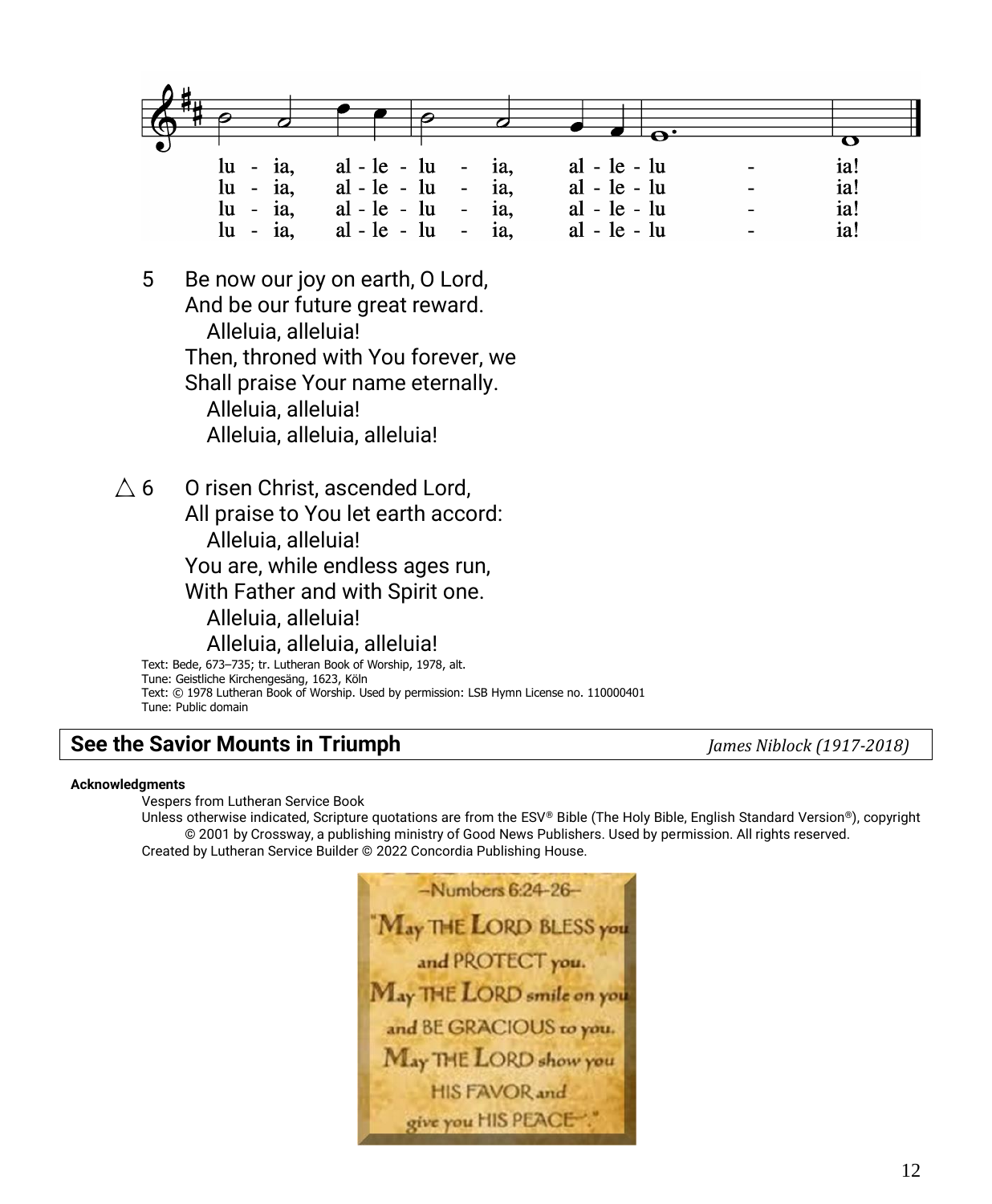lu - ia, al - le - lu - ia, al - le - lu - ia!
lu - ia, al - le - lu - ia, al - le - lu - ia!
lu - ia, al - le - lu - ia, al - le - lu - ia!
lu - ia, al - le - lu - ia, al - le - lu - ia!

5 Be now our joy on earth, O Lord,
And be our future great reward.
  Alleluia, alleluia!
Then, throned with You forever, we
Shall praise Your name eternally.
  Alleluia, alleluia!
  Alleluia, alleluia, alleluia!

△ 6 O risen Christ, ascended Lord,
All praise to You let earth accord:
  Alleluia, alleluia!
You are, while endless ages run,
With Father and with Spirit one.
  Alleluia, alleluia!
  Alleluia, alleluia, alleluia!

Text: Bede, 673–735; tr. Lutheran Book of Worship, 1978, alt.
Tune: Geistliche Kirchengesäng, 1623, Köln
Text: © 1978 Lutheran Book of Worship. Used by permission: LSB Hymn License no. 110000401
Tune: Public domain

## See the Savior Mounts in Triumph *James Niblock (1917-2018)*

**Acknowledgments**

Vespers from Lutheran Service Book
Unless otherwise indicated, Scripture quotations are from the ESV® Bible (The Holy Bible, English Standard Version®), copyright © 2001 by Crossway, a publishing ministry of Good News Publishers. Used by permission. All rights reserved.
Created by Lutheran Service Builder © 2022 Concordia Publishing House.

–Numbers 6:24-26–
"May THE LORD BLESS you and PROTECT you. May THE LORD smile on you and BE GRACIOUS to you. May THE LORD show you HIS FAVOR and give you HIS PEACE."